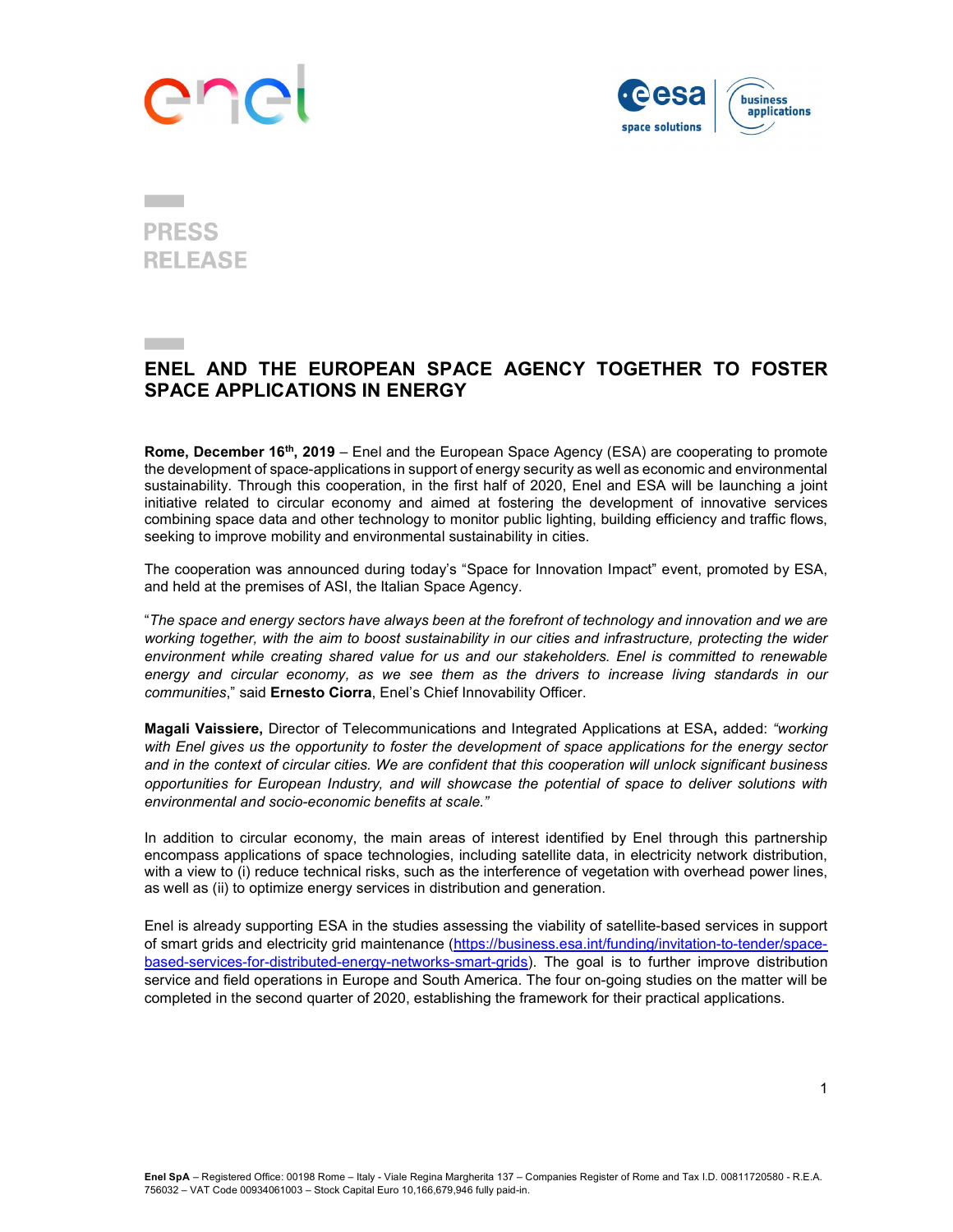PRESS RELEASE

# ENEL AND THE EUROPEAN SPACE AGENCY TOGETHER TO FOSTER SPACE APPLICATIONS IN ENERGY

**Rome, December 16th, 2019** – Enel and the European Space Agency (ESA) are cooperating to promote the development of space-applications in support of energy security as well as economic and environmental sustainability. Through this cooperation, in the first half of 2020, Enel and ESA will be launching a joint initiative related to circular economy and aimed at fostering the development of innovative services combining space data and other technology to monitor public lighting, building efficiency and traffic flows, seeking to improve mobility and environmental sustainability in cities.

The cooperation was announced during today's "Space for Innovation Impact" event, promoted by ESA, and held at the premises of ASI, the Italian Space Agency.

"*The space and energy sectors have always been at the forefront of technology and innovation and we are working together, with the aim to boost sustainability in our cities and infrastructure, protecting the wider environment while creating shared value for us and our stakeholders. Enel is committed to renewable energy and circular economy, as we see them as the drivers to increase living standards in our communities*," said **Ernesto Ciorra**, Enel's Chief Innovability Officer.

**Magali Vaissiere,** Director of Telecommunications and Integrated Applications at ESA**,** added: *"working with Enel gives us the opportunity to foster the development of space applications for the energy sector and in the context of circular cities. We are confident that this cooperation will unlock significant business opportunities for European Industry, and will showcase the potential of space to deliver solutions with environmental and socio-economic benefits at scale."*

In addition to circular economy, the main areas of interest identified by Enel through this partnership encompass applications of space technologies, including satellite data, in electricity network distribution, with a view to (i) reduce technical risks, such as the interference of vegetation with overhead power lines, as well as (ii) to optimize energy services in distribution and generation.

Enel is already supporting ESA in the studies assessing the viability of satellite-based services in support of smart grids and electricity grid maintenance (https://business.esa.int/funding/invitation-to-tender/space-based-services-for-distributed-energy-networks-smart-grids). The goal is to further improve distribution service and field operations in Europe and South America. The four on-going studies on the matter will be completed in the second quarter of 2020, establishing the framework for their practical applications.

**Enel SpA** – Registered Office: 00198 Rome – Italy - Viale Regina Margherita 137 – Companies Register of Rome and Tax I.D. 00811720580 - R.E.A. 756032 – VAT Code 00934061003 – Stock Capital Euro 10,166,679,946 fully paid-in.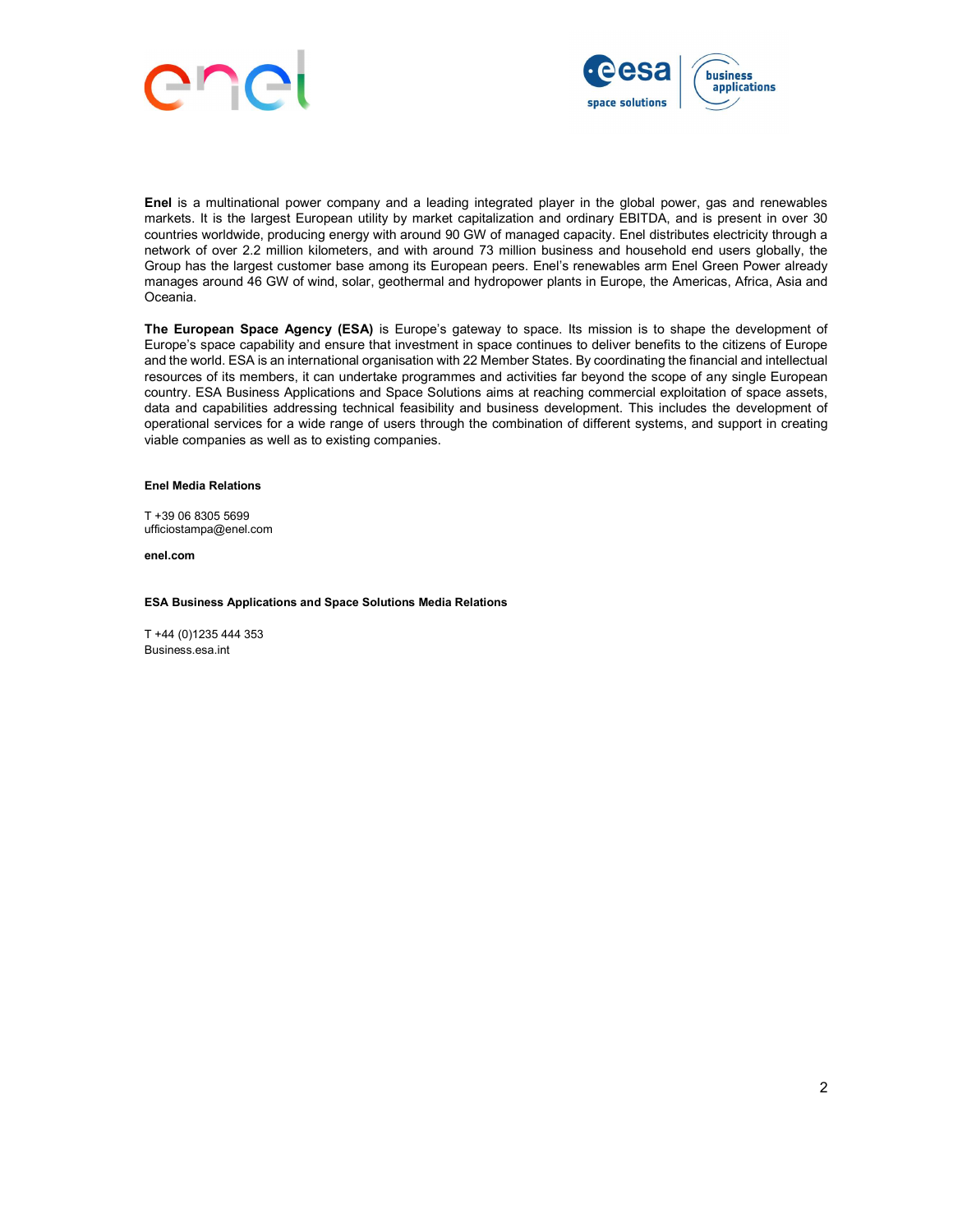**Enel** is a multinational power company and a leading integrated player in the global power, gas and renewables markets. It is the largest European utility by market capitalization and ordinary EBITDA, and is present in over 30 countries worldwide, producing energy with around 90 GW of managed capacity. Enel distributes electricity through a network of over 2.2 million kilometers, and with around 73 million business and household end users globally, the Group has the largest customer base among its European peers. Enel's renewables arm Enel Green Power already manages around 46 GW of wind, solar, geothermal and hydropower plants in Europe, the Americas, Africa, Asia and Oceania.

**The European Space Agency (ESA)** is Europe's gateway to space. Its mission is to shape the development of Europe's space capability and ensure that investment in space continues to deliver benefits to the citizens of Europe and the world. ESA is an international organisation with 22 Member States. By coordinating the financial and intellectual resources of its members, it can undertake programmes and activities far beyond the scope of any single European country. ESA Business Applications and Space Solutions aims at reaching commercial exploitation of space assets, data and capabilities addressing technical feasibility and business development. This includes the development of operational services for a wide range of users through the combination of different systems, and support in creating viable companies as well as to existing companies.

**Enel Media Relations**

T +39 06 8305 5699
ufficiostampa@enel.com

**enel.com**

**ESA Business Applications and Space Solutions Media Relations**

T +44 (0)1235 444 353
Business.esa.int